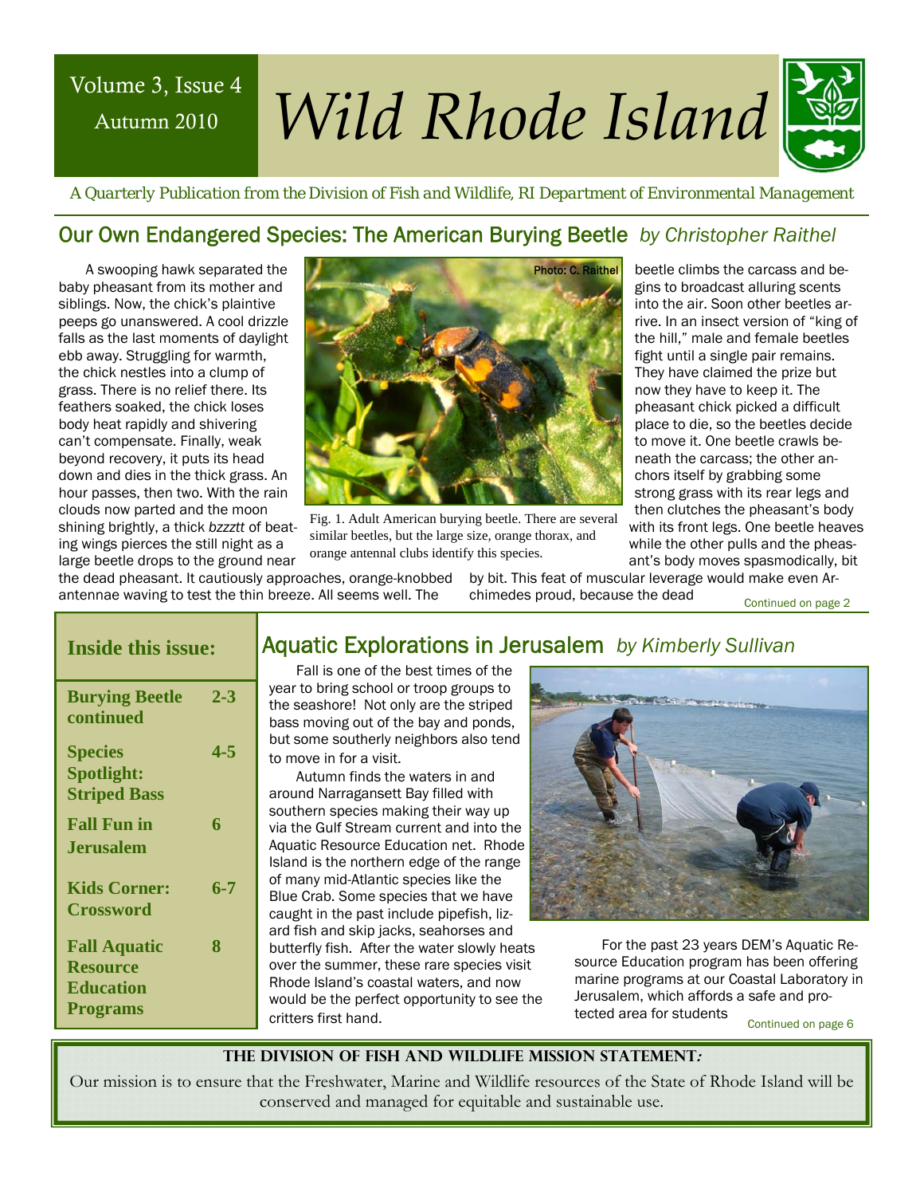Volume 3, Issue 4
Autumn 2010

# Wild Rhode Island

*A Quarterly Publication from the Division of Fish and Wildlife, RI Department of Environmental Management*

## Our Own Endangered Species: The American Burying Beetle *by Christopher Raithel*

A swooping hawk separated the baby pheasant from its mother and siblings. Now, the chick's plaintive peeps go unanswered. A cool drizzle falls as the last moments of daylight ebb away. Struggling for warmth, the chick nestles into a clump of grass. There is no relief there. Its feathers soaked, the chick loses body heat rapidly and shivering can't compensate. Finally, weak beyond recovery, it puts its head down and dies in the thick grass. An hour passes, then two. With the rain clouds now parted and the moon shining brightly, a thick *bzzztt* of beating wings pierces the still night as a large beetle drops to the ground near the dead pheasant. It cautiously approaches, orange-knobbed antennae waving to test the thin breeze. All seems well. The beetle climbs the carcass and begins to broadcast alluring scents into the air. Soon other beetles arrive. In an insect version of "king of the hill," male and female beetles fight until a single pair remains. They have claimed the prize but now they have to keep it. The pheasant chick picked a difficult place to die, so the beetles decide to move it. One beetle crawls beneath the carcass; the other anchors itself by grabbing some strong grass with its rear legs and then clutches the pheasant's body with its front legs. One beetle heaves while the other pulls and the pheasant's body moves spasmodically, bit by bit. This feat of muscular leverage would make even Archimedes proud, because the dead

Photo: C. Raithel

Fig. 1. Adult American burying beetle. There are several similar beetles, but the large size, orange thorax, and orange antennal clubs identify this species.

Continued on page 2

**Inside this issue:**

| | |
|---|---|
| **Burying Beetle continued** | **2-3** |
| **Species Spotlight: Striped Bass** | **4-5** |
| **Fall Fun in Jerusalem** | **6** |
| **Kids Corner: Crossword** | **6-7** |
| **Fall Aquatic Resource Education Programs** | **8** |

## Aquatic Explorations in Jerusalem *by Kimberly Sullivan*

Fall is one of the best times of the year to bring school or troop groups to the seashore! Not only are the striped bass moving out of the bay and ponds, but some southerly neighbors also tend to move in for a visit.

Autumn finds the waters in and around Narragansett Bay filled with southern species making their way up via the Gulf Stream current and into the Aquatic Resource Education net. Rhode Island is the northern edge of the range of many mid-Atlantic species like the Blue Crab. Some species that we have caught in the past include pipefish, lizard fish and skip jacks, seahorses and butterfly fish. After the water slowly heats over the summer, these rare species visit Rhode Island's coastal waters, and now would be the perfect opportunity to see the critters first hand.

For the past 23 years DEM's Aquatic Resource Education program has been offering marine programs at our Coastal Laboratory in Jerusalem, which affords a safe and protected area for students

Continued on page 6

**THE DIVISION OF FISH AND WILDLIFE MISSION STATEMENT:**

Our mission is to ensure that the Freshwater, Marine and Wildlife resources of the State of Rhode Island will be conserved and managed for equitable and sustainable use.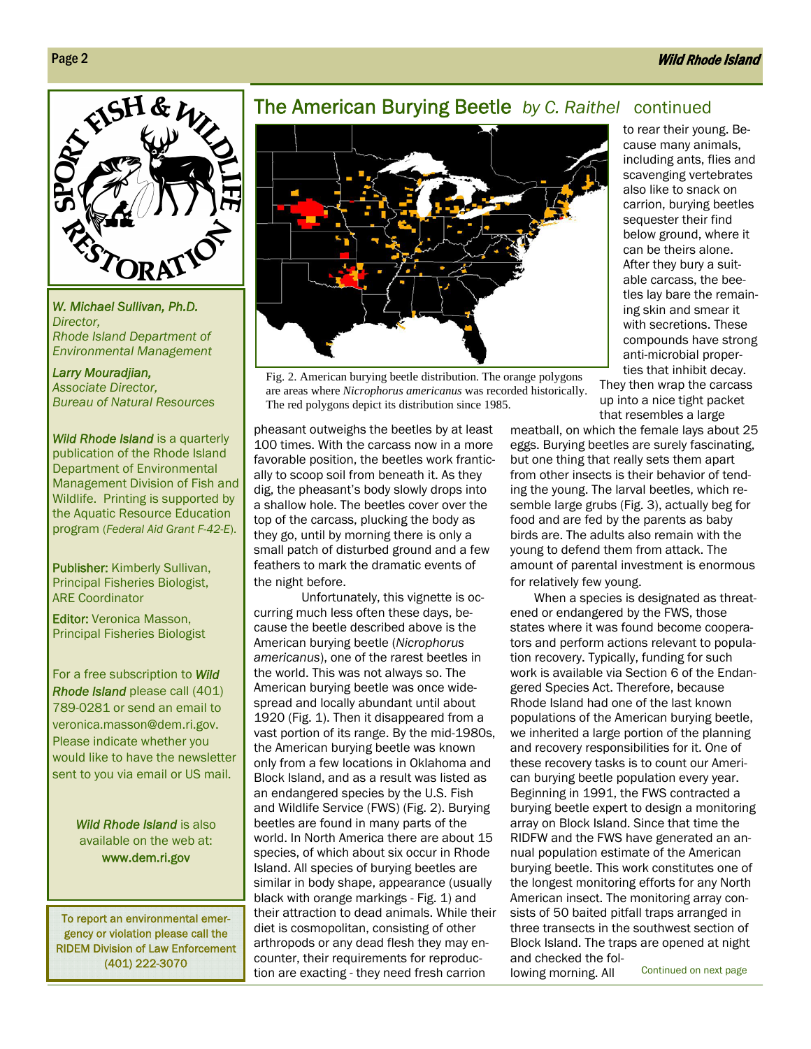## The American Burying Beetle *by C. Raithel* continued

Fig. 2. American burying beetle distribution. The orange polygons are areas where *Nicrophorus americanus* was recorded historically. The red polygons depict its distribution since 1985.

pheasant outweighs the beetles by at least 100 times. With the carcass now in a more favorable position, the beetles work frantically to scoop soil from beneath it. As they dig, the pheasant's body slowly drops into a shallow hole. The beetles cover over the top of the carcass, plucking the body as they go, until by morning there is only a small patch of disturbed ground and a few feathers to mark the dramatic events of the night before.

Unfortunately, this vignette is occurring much less often these days, because the beetle described above is the American burying beetle (*Nicrophorus americanus*), one of the rarest beetles in the world. This was not always so. The American burying beetle was once widespread and locally abundant until about 1920 (Fig. 1). Then it disappeared from a vast portion of its range. By the mid-1980s, the American burying beetle was known only from a few locations in Oklahoma and Block Island, and as a result was listed as an endangered species by the U.S. Fish and Wildlife Service (FWS) (Fig. 2). Burying beetles are found in many parts of the world. In North America there are about 15 species, of which about six occur in Rhode Island. All species of burying beetles are similar in body shape, appearance (usually black with orange markings - Fig. 1) and their attraction to dead animals. While their diet is cosmopolitan, consisting of other arthropods or any dead flesh they may encounter, their requirements for reproduction are exacting - they need fresh carrion to rear their young. Because many animals, including ants, flies and scavenging vertebrates also like to snack on carrion, burying beetles sequester their find below ground, where it can be theirs alone. After they bury a suitable carcass, the beetles lay bare the remaining skin and smear it with secretions. These compounds have strong anti-microbial properties that inhibit decay. They then wrap the carcass up into a nice tight packet that resembles a large meatball, on which the female lays about 25 eggs. Burying beetles are surely fascinating, but one thing that really sets them apart from other insects is their behavior of tending the young. The larval beetles, which resemble large grubs (Fig. 3), actually beg for food and are fed by the parents as baby birds are. The adults also remain with the young to defend them from attack. The amount of parental investment is enormous for relatively few young.

When a species is designated as threatened or endangered by the FWS, those states where it was found become cooperators and perform actions relevant to population recovery. Typically, funding for such work is available via Section 6 of the Endangered Species Act. Therefore, because Rhode Island had one of the last known populations of the American burying beetle, we inherited a large portion of the planning and recovery responsibilities for it. One of these recovery tasks is to count our American burying beetle population every year. Beginning in 1991, the FWS contracted a burying beetle expert to design a monitoring array on Block Island. Since that time the RIDFW and the FWS have generated an annual population estimate of the American burying beetle. This work constitutes one of the longest monitoring efforts for any North American insect. The monitoring array consists of 50 baited pitfall traps arranged in three transects in the southwest section of Block Island. The traps are opened at night and checked the following morning. All

Continued on next page

---

SPORT FISH & WILDLIFE RESTORATION

*W. Michael Sullivan, Ph.D.*
*Director,*
*Rhode Island Department of Environmental Management*

*Larry Mouradjian,*
*Associate Director,*
*Bureau of Natural Resources*

***Wild Rhode Island*** is a quarterly publication of the Rhode Island Department of Environmental Management Division of Fish and Wildlife. Printing is supported by the Aquatic Resource Education program (*Federal Aid Grant F-42-E*).

**Publisher:** Kimberly Sullivan, Principal Fisheries Biologist, ARE Coordinator

**Editor:** Veronica Masson, Principal Fisheries Biologist

For a free subscription to ***Wild Rhode Island*** please call (401) 789-0281 or send an email to veronica.masson@dem.ri.gov. Please indicate whether you would like to have the newsletter sent to you via email or US mail.

***Wild Rhode Island*** is also available on the web at: **www.dem.ri.gov**

To report an environmental emergency or violation please call the RIDEM Division of Law Enforcement (401) 222-3070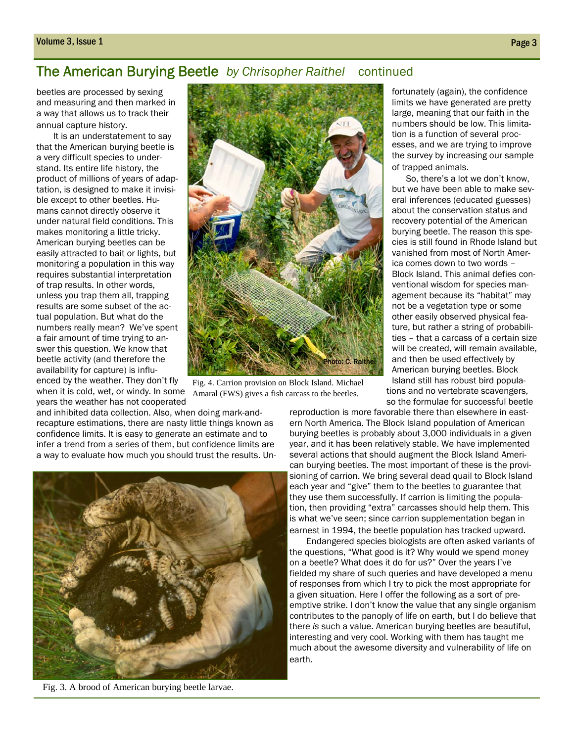## The American Burying Beetle *by Chrisopher Raithel* continued

beetles are processed by sexing and measuring and then marked in a way that allows us to track their annual capture history.

It is an understatement to say that the American burying beetle is a very difficult species to understand. Its entire life history, the product of millions of years of adaptation, is designed to make it invisible except to other beetles. Humans cannot directly observe it under natural field conditions. This makes monitoring a little tricky. American burying beetles can be easily attracted to bait or lights, but monitoring a population in this way requires substantial interpretation of trap results. In other words, unless you trap them all, trapping results are some subset of the actual population. But what do the numbers really mean? We've spent a fair amount of time trying to answer this question. We know that beetle activity (and therefore the availability for capture) is influenced by the weather. They don't fly when it is cold, wet, or windy. In some years the weather has not cooperated and inhibited data collection. Also, when doing mark-and-recapture estimations, there are nasty little things known as confidence limits. It is easy to generate an estimate and to infer a trend from a series of them, but confidence limits are a way to evaluate how much you should trust the results. Unfortunately (again), the confidence limits we have generated are pretty large, meaning that our faith in the numbers should be low. This limitation is a function of several processes, and we are trying to improve the survey by increasing our sample of trapped animals.

Photo: C. Raithel

Fig. 4. Carrion provision on Block Island. Michael Amaral (FWS) gives a fish carcass to the beetles.

So, there's a lot we don't know, but we have been able to make several inferences (educated guesses) about the conservation status and recovery potential of the American burying beetle. The reason this species is still found in Rhode Island but vanished from most of North America comes down to two words – Block Island. This animal defies conventional wisdom for species management because its "habitat" may not be a vegetation type or some other easily observed physical feature, but rather a string of probabilities – that a carcass of a certain size will be created, will remain available, and then be used effectively by American burying beetles. Block Island still has robust bird populations and no vertebrate scavengers, so the formulae for successful beetle reproduction is more favorable there than elsewhere in eastern North America. The Block Island population of American burying beetles is probably about 3,000 individuals in a given year, and it has been relatively stable. We have implemented several actions that should augment the Block Island American burying beetles. The most important of these is the provisioning of carrion. We bring several dead quail to Block Island each year and "give" them to the beetles to guarantee that they use them successfully. If carrion is limiting the population, then providing "extra" carcasses should help them. This is what we've seen; since carrion supplementation began in earnest in 1994, the beetle population has tracked upward.

Fig. 3. A brood of American burying beetle larvae.

Endangered species biologists are often asked variants of the questions, "What good is it? Why would we spend money on a beetle? What does it do for us?" Over the years I've fielded my share of such queries and have developed a menu of responses from which I try to pick the most appropriate for a given situation. Here I offer the following as a sort of preemptive strike. I don't know the value that any single organism contributes to the panoply of life on earth, but I do believe that there *is* such a value. American burying beetles are beautiful, interesting and very cool. Working with them has taught me much about the awesome diversity and vulnerability of life on earth.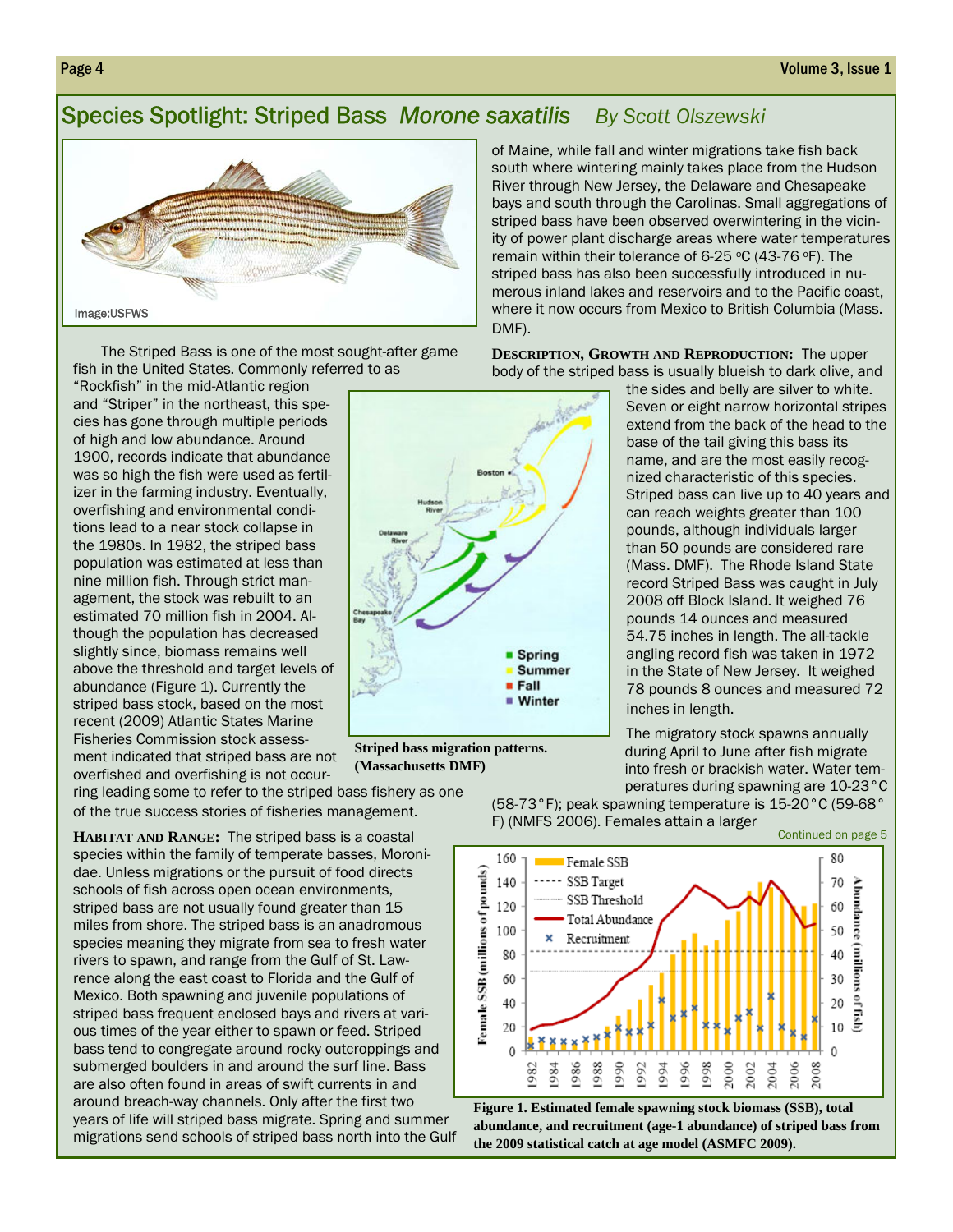## Species Spotlight: Striped Bass *Morone saxatilis* *By Scott Olszewski*

Image:USFWS

The Striped Bass is one of the most sought-after game fish in the United States. Commonly referred to as "Rockfish" in the mid-Atlantic region and "Striper" in the northeast, this species has gone through multiple periods of high and low abundance. Around 1900, records indicate that abundance was so high the fish were used as fertilizer in the farming industry. Eventually, overfishing and environmental conditions lead to a near stock collapse in the 1980s. In 1982, the striped bass population was estimated at less than nine million fish. Through strict management, the stock was rebuilt to an estimated 70 million fish in 2004. Although the population has decreased slightly since, biomass remains well above the threshold and target levels of abundance (Figure 1). Currently the striped bass stock, based on the most recent (2009) Atlantic States Marine Fisheries Commission stock assessment indicated that striped bass are not overfished and overfishing is not occurring leading some to refer to the striped bass fishery as one of the true success stories of fisheries management.

**Striped bass migration patterns. (Massachusetts DMF)**

**HABITAT AND RANGE:** The striped bass is a coastal species within the family of temperate basses, Moronidae. Unless migrations or the pursuit of food directs schools of fish across open ocean environments, striped bass are not usually found greater than 15 miles from shore. The striped bass is an anadromous species meaning they migrate from sea to fresh water rivers to spawn, and range from the Gulf of St. Lawrence along the east coast to Florida and the Gulf of Mexico. Both spawning and juvenile populations of striped bass frequent enclosed bays and rivers at various times of the year either to spawn or feed. Striped bass tend to congregate around rocky outcroppings and submerged boulders in and around the surf line. Bass are also often found in areas of swift currents in and around breach-way channels. Only after the first two years of life will striped bass migrate. Spring and summer migrations send schools of striped bass north into the Gulf of Maine, while fall and winter migrations take fish back south where wintering mainly takes place from the Hudson River through New Jersey, the Delaware and Chesapeake bays and south through the Carolinas. Small aggregations of striped bass have been observed overwintering in the vicinity of power plant discharge areas where water temperatures remain within their tolerance of 6-25 °C (43-76 °F). The striped bass has also been successfully introduced in numerous inland lakes and reservoirs and to the Pacific coast, where it now occurs from Mexico to British Columbia (Mass. DMF).

**DESCRIPTION, GROWTH AND REPRODUCTION:** The upper body of the striped bass is usually blueish to dark olive, and the sides and belly are silver to white. Seven or eight narrow horizontal stripes extend from the back of the head to the base of the tail giving this bass its name, and are the most easily recognized characteristic of this species. Striped bass can live up to 40 years and can reach weights greater than 100 pounds, although individuals larger than 50 pounds are considered rare (Mass. DMF). The Rhode Island State record Striped Bass was caught in July 2008 off Block Island. It weighed 76 pounds 14 ounces and measured 54.75 inches in length. The all-tackle angling record fish was taken in 1972 in the State of New Jersey. It weighed 78 pounds 8 ounces and measured 72 inches in length.

The migratory stock spawns annually during April to June after fish migrate into fresh or brackish water. Water temperatures during spawning are 10-23°C (58-73°F); peak spawning temperature is 15-20°C (59-68°F) (NMFS 2006). Females attain a larger

Continued on page 5

**Figure 1. Estimated female spawning stock biomass (SSB), total abundance, and recruitment (age-1 abundance) of striped bass from the 2009 statistical catch at age model (ASMFC 2009).**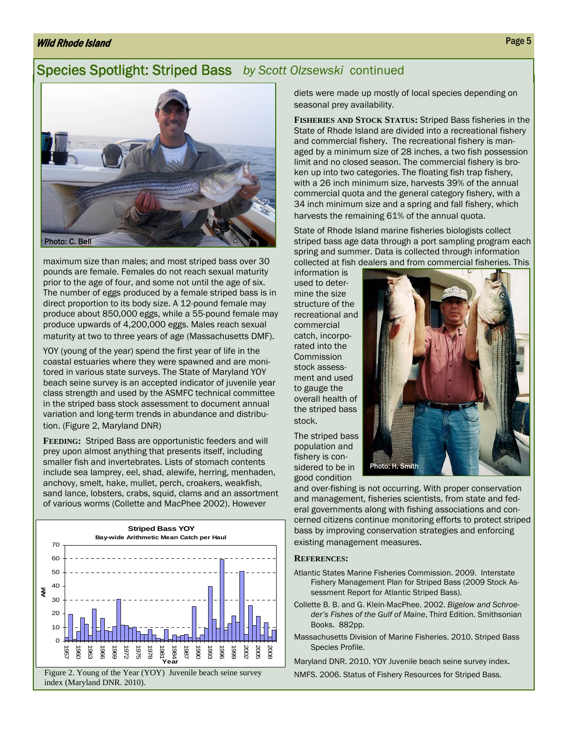## Species Spotlight: Striped Bass *by Scott Olzsewski* continued

Photo: C. Bell

maximum size than males; and most striped bass over 30 pounds are female. Females do not reach sexual maturity prior to the age of four, and some not until the age of six. The number of eggs produced by a female striped bass is in direct proportion to its body size. A 12-pound female may produce about 850,000 eggs, while a 55-pound female may produce upwards of 4,200,000 eggs. Males reach sexual maturity at two to three years of age (Massachusetts DMF).

YOY (young of the year) spend the first year of life in the coastal estuaries where they were spawned and are monitored in various state surveys. The State of Maryland YOY beach seine survey is an accepted indicator of juvenile year class strength and used by the ASMFC technical committee in the striped bass stock assessment to document annual variation and long-term trends in abundance and distribution. (Figure 2, Maryland DNR)

**FEEDING:** Striped Bass are opportunistic feeders and will prey upon almost anything that presents itself, including smaller fish and invertebrates. Lists of stomach contents include sea lamprey, eel, shad, alewife, herring, menhaden, anchovy, smelt, hake, mullet, perch, croakers, weakfish, sand lance, lobsters, crabs, squid, clams and an assortment of various worms (Collette and MacPhee 2002). However diets were made up mostly of local species depending on seasonal prey availability.

Figure 2. Young of the Year (YOY) Juvenile beach seine survey index (Maryland DNR. 2010).

**FISHERIES AND STOCK STATUS:** Striped Bass fisheries in the State of Rhode Island are divided into a recreational fishery and commercial fishery. The recreational fishery is managed by a minimum size of 28 inches, a two fish possession limit and no closed season. The commercial fishery is broken up into two categories. The floating fish trap fishery, with a 26 inch minimum size, harvests 39% of the annual commercial quota and the general category fishery, with a 34 inch minimum size and a spring and fall fishery, which harvests the remaining 61% of the annual quota.

State of Rhode Island marine fisheries biologists collect striped bass age data through a port sampling program each spring and summer. Data is collected through information collected at fish dealers and from commercial fisheries. This information is used to determine the size structure of the recreational and commercial catch, incorporated into the Commission stock assessment and used to gauge the overall health of the striped bass stock.

Photo: H. Smith

The striped bass population and fishery is considered to be in good condition and over-fishing is not occurring. With proper conservation and management, fisheries scientists, from state and federal governments along with fishing associations and concerned citizens continue monitoring efforts to protect striped bass by improving conservation strategies and enforcing existing management measures.

### REFERENCES:

Atlantic States Marine Fisheries Commission. 2009. Interstate Fishery Management Plan for Striped Bass (2009 Stock Assessment Report for Atlantic Striped Bass).

Collette B. B. and G. Klein-MacPhee. 2002. *Bigelow and Schroeder's Fishes of the Gulf of Maine*, Third Edition. Smithsonian Books. 882pp.

Massachusetts Division of Marine Fisheries. 2010. Striped Bass Species Profile.

Maryland DNR. 2010. YOY Juvenile beach seine survey index.

NMFS. 2006. Status of Fishery Resources for Striped Bass.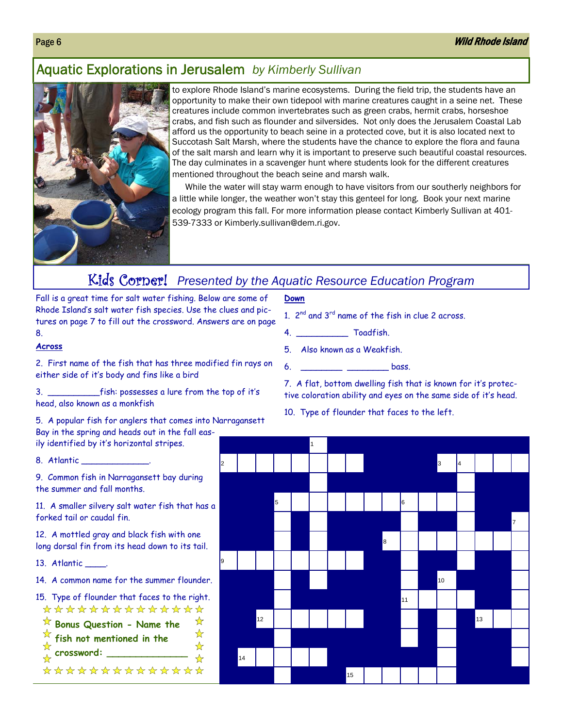## Aquatic Explorations in Jerusalem *by Kimberly Sullivan*

to explore Rhode Island's marine ecosystems. During the field trip, the students have an opportunity to make their own tidepool with marine creatures caught in a seine net. These creatures include common invertebrates such as green crabs, hermit crabs, horseshoe crabs, and fish such as flounder and silversides. Not only does the Jerusalem Coastal Lab afford us the opportunity to beach seine in a protected cove, but it is also located next to Succotash Salt Marsh, where the students have the chance to explore the flora and fauna of the salt marsh and learn why it is important to preserve such beautiful coastal resources. The day culminates in a scavenger hunt where students look for the different creatures mentioned throughout the beach seine and marsh walk.

While the water will stay warm enough to have visitors from our southerly neighbors for a little while longer, the weather won't stay this genteel for long. Book your next marine ecology program this fall. For more information please contact Kimberly Sullivan at 401-539-7333 or Kimberly.sullivan@dem.ri.gov.

## Kids Corner! *Presented by the Aquatic Resource Education Program*

Fall is a great time for salt water fishing. Below are some of Rhode Island's salt water fish species. Use the clues and pictures on page 7 to fill out the crossword. Answers are on page 8.

**Across**

2. First name of the fish that has three modified fin rays on either side of it's body and fins like a bird
3. __________fish: possesses a lure from the top of it's head, also known as a monkfish
5. A popular fish for anglers that comes into Narragansett Bay in the spring and heads out in the fall easily identified by it's horizontal stripes.
8. Atlantic ______________.
9. Common fish in Narragansett bay during the summer and fall months.
11. A smaller silvery salt water fish that has a forked tail or caudal fin.
12. A mottled gray and black fish with one long dorsal fin from its head down to its tail.
13. Atlantic ____.
14. A common name for the summer flounder.
15. Type of flounder that faces to the right.

**Down**

1. 2nd and 3rd name of the fish in clue 2 across.
4. __________ Toadfish.
5. Also known as a Weakfish.
6. ________ ________ bass.
7. A flat, bottom dwelling fish that is known for it's protective coloration ability and eyes on the same side of it's head.
10. Type of flounder that faces to the left.

**Bonus Question - Name the fish not mentioned in the crossword: _______________**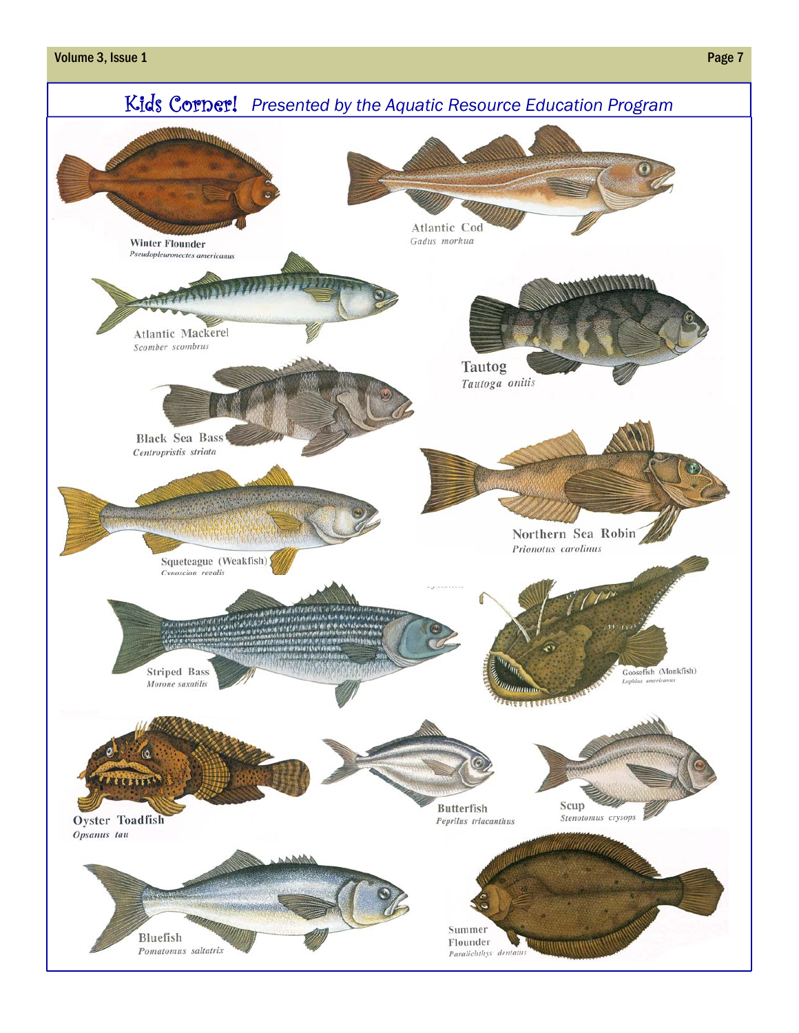# Kids Corner! *Presented by the Aquatic Resource Education Program*

Winter Flounder
*Pseudopleuronectes americanus*

Atlantic Cod
*Gadus morhua*

Atlantic Mackerel
*Scomber scombrus*

Tautog
*Tautoga onitis*

Black Sea Bass
*Centropristis striata*

Northern Sea Robin
*Prionotus carolinus*

Squeteague (Weakfish)
*Cynoscion regalis*

Striped Bass
*Morone saxatilis*

Goosefish (Monkfish)
*Lophius americanus*

Oyster Toadfish
*Opsanus tau*

Butterfish
*Peprilus triacanthus*

Scup
*Stenotomus crysops*

Bluefish
*Pomatomus saltatrix*

Summer Flounder
*Paralichthys dentatus*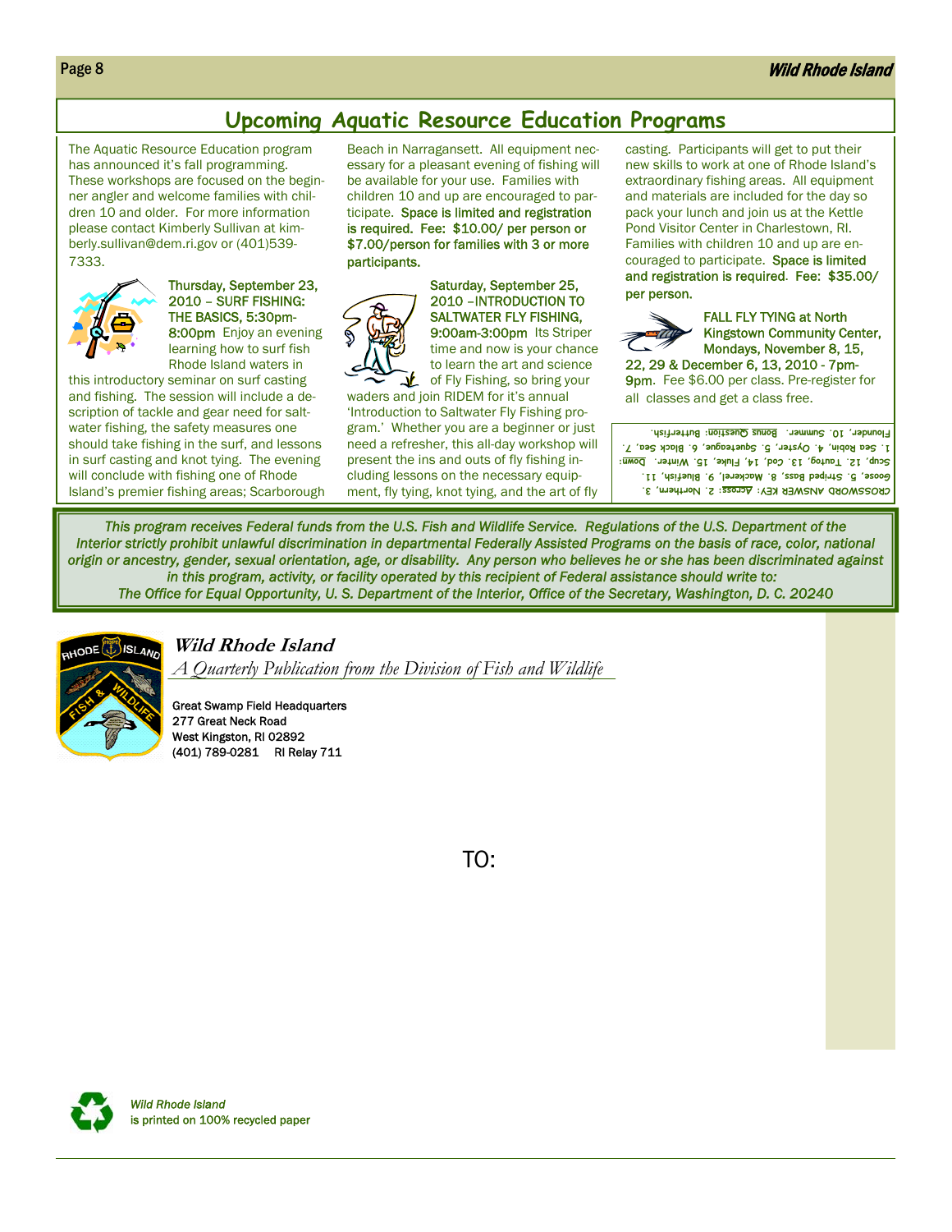## Upcoming Aquatic Resource Education Programs

The Aquatic Resource Education program has announced it's fall programming. These workshops are focused on the beginner angler and welcome families with children 10 and older. For more information please contact Kimberly Sullivan at kimberly.sullivan@dem.ri.gov or (401)539-7333.

**Thursday, September 23, 2010 – SURF FISHING: THE BASICS, 5:30pm-8:00pm** Enjoy an evening learning how to surf fish Rhode Island waters in this introductory seminar on surf casting and fishing. The session will include a description of tackle and gear need for saltwater fishing, the safety measures one should take fishing in the surf, and lessons in surf casting and knot tying. The evening will conclude with fishing one of Rhode Island's premier fishing areas; Scarborough Beach in Narragansett. All equipment necessary for a pleasant evening of fishing will be available for your use. Families with children 10 and up are encouraged to participate. **Space is limited and registration is required. Fee: $10.00/ per person or $7.00/person for families with 3 or more participants.**

**Saturday, September 25, 2010 –INTRODUCTION TO SALTWATER FLY FISHING, 9:00am-3:00pm** Its Striper time and now is your chance to learn the art and science of Fly Fishing, so bring your waders and join RIDEM for it's annual 'Introduction to Saltwater Fly Fishing program.' Whether you are a beginner or just need a refresher, this all-day workshop will present the ins and outs of fly fishing including lessons on the necessary equipment, fly tying, knot tying, and the art of fly casting. Participants will get to put their new skills to work at one of Rhode Island's extraordinary fishing areas. All equipment and materials are included for the day so pack your lunch and join us at the Kettle Pond Visitor Center in Charlestown, RI. Families with children 10 and up are encouraged to participate. **Space is limited and registration is required. Fee: $35.00/ per person.**

**FALL FLY TYING at North Kingstown Community Center, Mondays, November 8, 15, 22, 29 & December 6, 13, 2010 - 7pm-9pm.** Fee $6.00 per class. Pre-register for all classes and get a class free.

CROSSWORD ANSWER KEY: Across: 2. Northern, 3. Goose, 5. Striped Bass, 8. Mackerel, 9. Bluefish, 11. Scup, 12. Tautog, 13. Cod, 14, Fluke, 15. Winter. Down: 1. Sea Robin, 4. Oyster, 5. Squeteague, 6. Black Sea, 7. Flounder, 10. Summer. Bonus Question: Butterfish.

*This program receives Federal funds from the U.S. Fish and Wildlife Service. Regulations of the U.S. Department of the Interior strictly prohibit unlawful discrimination in departmental Federally Assisted Programs on the basis of race, color, national origin or ancestry, gender, sexual orientation, age, or disability. Any person who believes he or she has been discriminated against in this program, activity, or facility operated by this recipient of Federal assistance should write to:*
*The Office for Equal Opportunity, U. S. Department of the Interior, Office of the Secretary, Washington, D. C. 20240*

**Wild Rhode Island**
*A Quarterly Publication from the Division of Fish and Wildlife*

Great Swamp Field Headquarters
277 Great Neck Road
West Kingston, RI 02892
(401) 789-0281 RI Relay 711

TO:

*Wild Rhode Island* is printed on 100% recycled paper